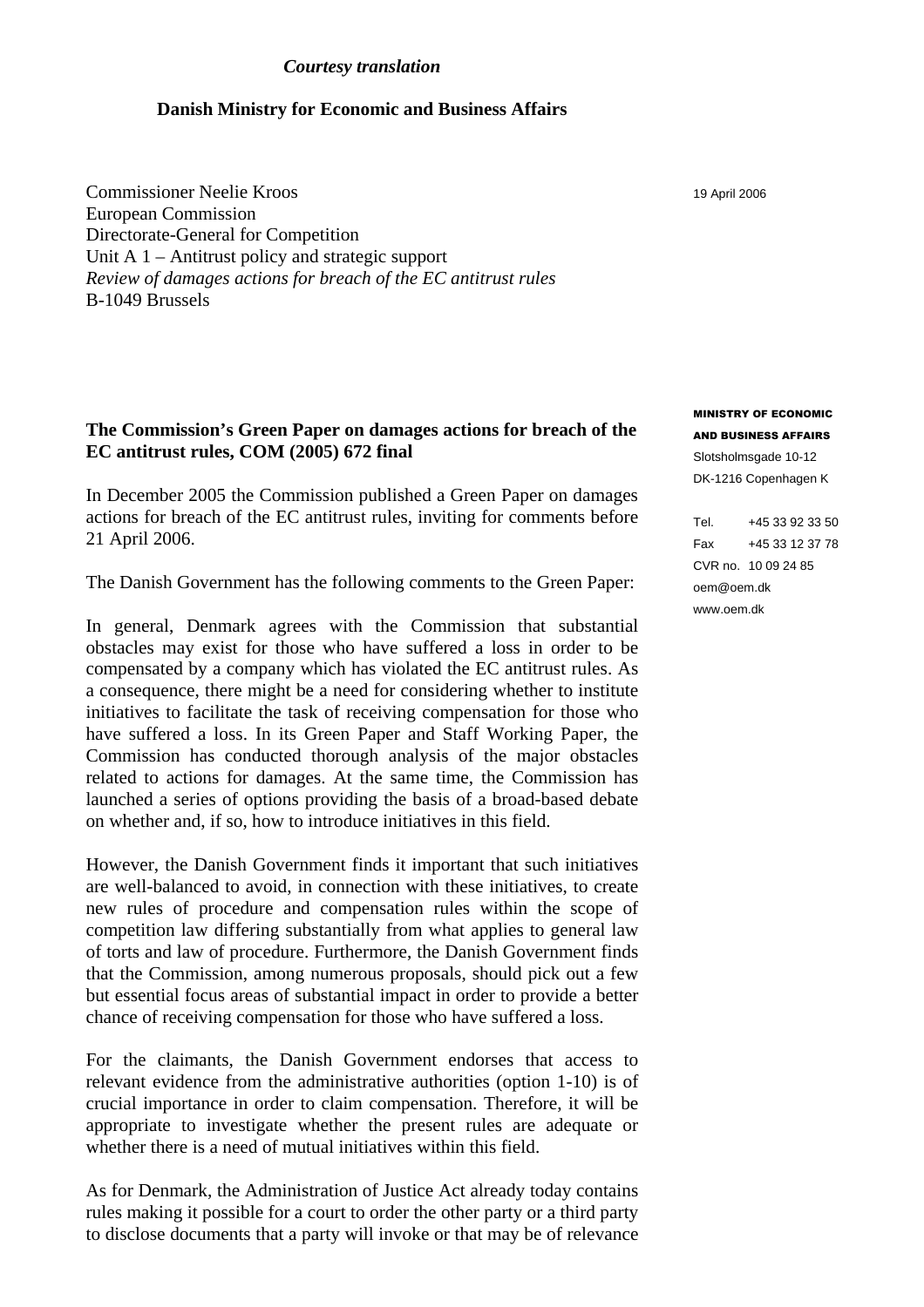*Courtesy translation*

**Danish Ministry for Economic and Business Affairs**

Commissioner Neelie Kroos
European Commission
Directorate-General for Competition
Unit A 1 – Antitrust policy and strategic support
*Review of damages actions for breach of the EC antitrust rules*
B-1049 Brussels

19 April 2006

**MINISTRY OF ECONOMIC AND BUSINESS AFFAIRS**
Slotsholmsgade 10-12
DK-1216 Copenhagen K

Tel. +45 33 92 33 50
Fax +45 33 12 37 78
CVR no. 10 09 24 85
oem@oem.dk
www.oem.dk

**The Commission's Green Paper on damages actions for breach of the EC antitrust rules, COM (2005) 672 final**

In December 2005 the Commission published a Green Paper on damages actions for breach of the EC antitrust rules, inviting for comments before 21 April 2006.

The Danish Government has the following comments to the Green Paper:

In general, Denmark agrees with the Commission that substantial obstacles may exist for those who have suffered a loss in order to be compensated by a company which has violated the EC antitrust rules. As a consequence, there might be a need for considering whether to institute initiatives to facilitate the task of receiving compensation for those who have suffered a loss. In its Green Paper and Staff Working Paper, the Commission has conducted thorough analysis of the major obstacles related to actions for damages. At the same time, the Commission has launched a series of options providing the basis of a broad-based debate on whether and, if so, how to introduce initiatives in this field.

However, the Danish Government finds it important that such initiatives are well-balanced to avoid, in connection with these initiatives, to create new rules of procedure and compensation rules within the scope of competition law differing substantially from what applies to general law of torts and law of procedure. Furthermore, the Danish Government finds that the Commission, among numerous proposals, should pick out a few but essential focus areas of substantial impact in order to provide a better chance of receiving compensation for those who have suffered a loss.

For the claimants, the Danish Government endorses that access to relevant evidence from the administrative authorities (option 1-10) is of crucial importance in order to claim compensation. Therefore, it will be appropriate to investigate whether the present rules are adequate or whether there is a need of mutual initiatives within this field.

As for Denmark, the Administration of Justice Act already today contains rules making it possible for a court to order the other party or a third party to disclose documents that a party will invoke or that may be of relevance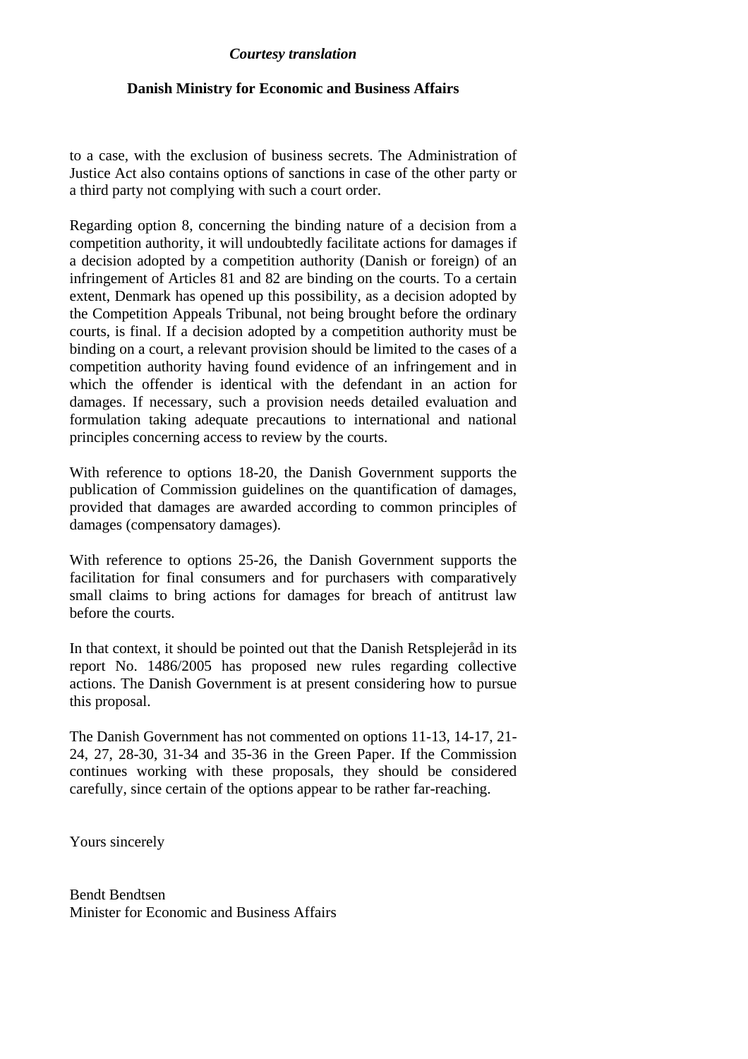to a case, with the exclusion of business secrets. The Administration of Justice Act also contains options of sanctions in case of the other party or a third party not complying with such a court order.

Regarding option 8, concerning the binding nature of a decision from a competition authority, it will undoubtedly facilitate actions for damages if a decision adopted by a competition authority (Danish or foreign) of an infringement of Articles 81 and 82 are binding on the courts. To a certain extent, Denmark has opened up this possibility, as a decision adopted by the Competition Appeals Tribunal, not being brought before the ordinary courts, is final. If a decision adopted by a competition authority must be binding on a court, a relevant provision should be limited to the cases of a competition authority having found evidence of an infringement and in which the offender is identical with the defendant in an action for damages. If necessary, such a provision needs detailed evaluation and formulation taking adequate precautions to international and national principles concerning access to review by the courts.

With reference to options 18-20, the Danish Government supports the publication of Commission guidelines on the quantification of damages, provided that damages are awarded according to common principles of damages (compensatory damages).

With reference to options 25-26, the Danish Government supports the facilitation for final consumers and for purchasers with comparatively small claims to bring actions for damages for breach of antitrust law before the courts.

In that context, it should be pointed out that the Danish Retsplejeråd in its report No. 1486/2005 has proposed new rules regarding collective actions. The Danish Government is at present considering how to pursue this proposal.

The Danish Government has not commented on options 11-13, 14-17, 21-24, 27, 28-30, 31-34 and 35-36 in the Green Paper. If the Commission continues working with these proposals, they should be considered carefully, since certain of the options appear to be rather far-reaching.

Yours sincerely

Bendt Bendtsen  
Minister for Economic and Business Affairs